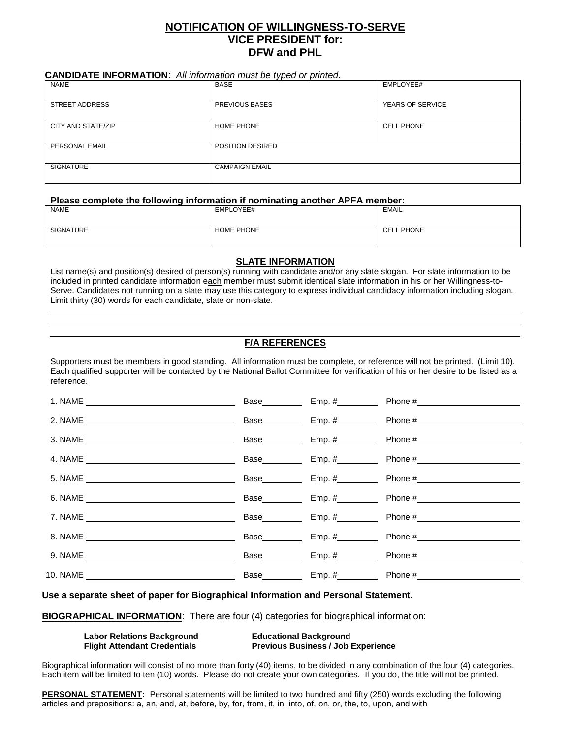# NOTIFICATION OF WILLINGNESS-TO-SERVE
## VICE PRESIDENT for:
## DFW and PHL

**CANDIDATE INFORMATION**: *All information must be typed or printed*.

| NAME | BASE | EMPLOYEE# |
|---|---|---|
| STREET ADDRESS | PREVIOUS BASES | YEARS OF SERVICE |
| CITY AND STATE/ZIP | HOME PHONE | CELL PHONE |
| PERSONAL EMAIL | POSITION DESIRED | |
| SIGNATURE | CAMPAIGN EMAIL | |

**Please complete the following information if nominating another APFA member:**

| NAME | EMPLOYEE# | EMAIL |
|---|---|---|
| SIGNATURE | HOME PHONE | CELL PHONE |

### SLATE INFORMATION

List name(s) and position(s) desired of person(s) running with candidate and/or any slate slogan. For slate information to be included in printed candidate information each member must submit identical slate information in his or her Willingness-to-Serve. Candidates not running on a slate may use this category to express individual candidacy information including slogan. Limit thirty (30) words for each candidate, slate or non-slate.

### F/A REFERENCES

Supporters must be members in good standing. All information must be complete, or reference will not be printed. (Limit 10). Each qualified supporter will be contacted by the National Ballot Committee for verification of his or her desire to be listed as a reference.

1. NAME ______________________ Base________ Emp. #________ Phone #________________
2. NAME ______________________ Base________ Emp. #________ Phone #________________
3. NAME ______________________ Base________ Emp. #________ Phone #________________
4. NAME ______________________ Base________ Emp. #________ Phone #________________
5. NAME ______________________ Base________ Emp. #________ Phone #________________
6. NAME ______________________ Base________ Emp. #________ Phone #________________
7. NAME ______________________ Base________ Emp. #________ Phone #________________
8. NAME ______________________ Base________ Emp. #________ Phone #________________
9. NAME ______________________ Base________ Emp. #________ Phone #________________
10. NAME ______________________ Base________ Emp. #________ Phone #________________

**Use a separate sheet of paper for Biographical Information and Personal Statement.**

**BIOGRAPHICAL INFORMATION**: There are four (4) categories for biographical information:

**Labor Relations Background** | **Educational Background**
**Flight Attendant Credentials** | **Previous Business / Job Experience**

Biographical information will consist of no more than forty (40) items, to be divided in any combination of the four (4) categories. Each item will be limited to ten (10) words. Please do not create your own categories. If you do, the title will not be printed.

**PERSONAL STATEMENT:** Personal statements will be limited to two hundred and fifty (250) words excluding the following articles and prepositions: a, an, and, at, before, by, for, from, it, in, into, of, on, or, the, to, upon, and with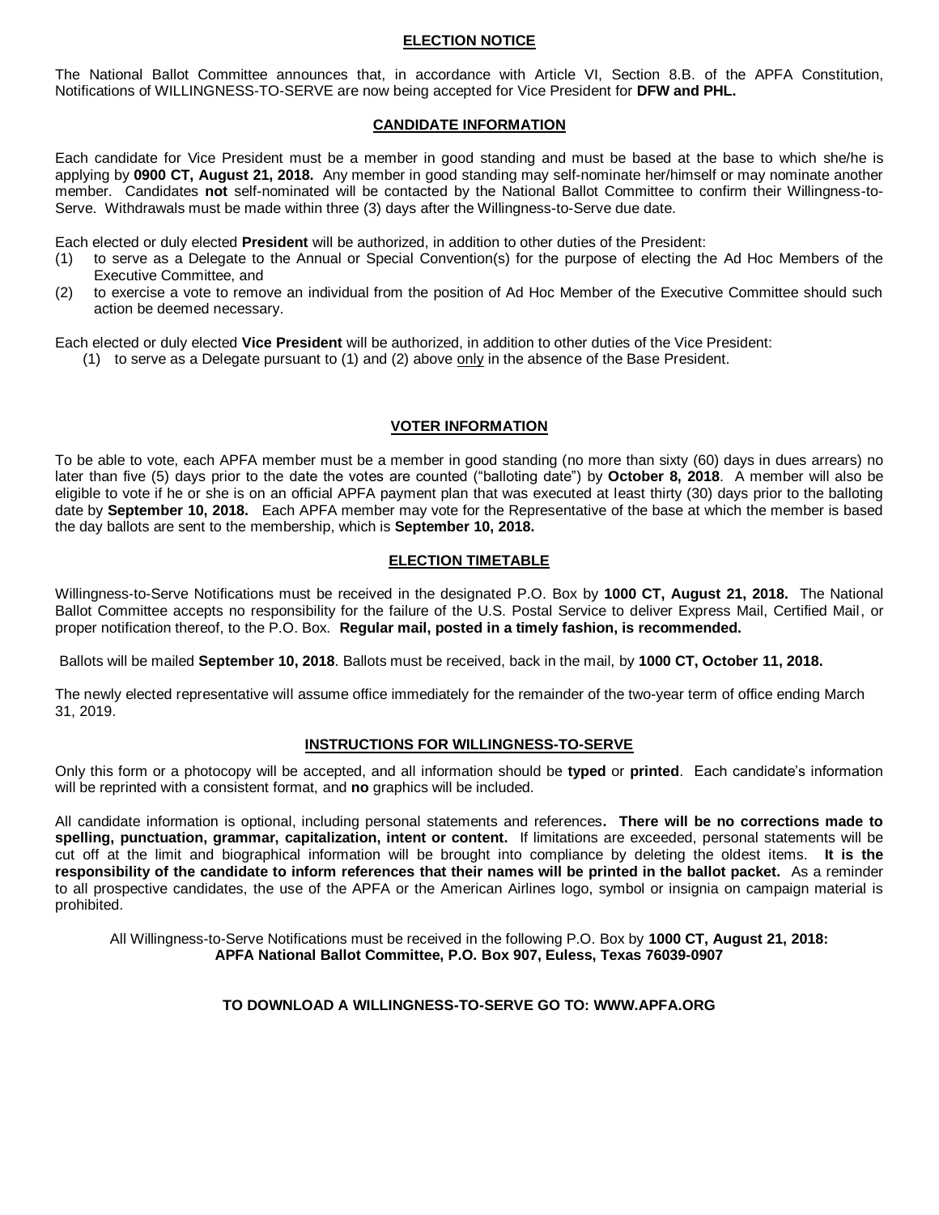## ELECTION NOTICE

The National Ballot Committee announces that, in accordance with Article VI, Section 8.B. of the APFA Constitution, Notifications of WILLINGNESS-TO-SERVE are now being accepted for Vice President for **DFW and PHL.**

## CANDIDATE INFORMATION

Each candidate for Vice President must be a member in good standing and must be based at the base to which she/he is applying by **0900 CT, August 21, 2018.** Any member in good standing may self-nominate her/himself or may nominate another member. Candidates **not** self-nominated will be contacted by the National Ballot Committee to confirm their Willingness-to-Serve. Withdrawals must be made within three (3) days after the Willingness-to-Serve due date.

Each elected or duly elected **President** will be authorized, in addition to other duties of the President:

(1) to serve as a Delegate to the Annual or Special Convention(s) for the purpose of electing the Ad Hoc Members of the Executive Committee, and

(2) to exercise a vote to remove an individual from the position of Ad Hoc Member of the Executive Committee should such action be deemed necessary.

Each elected or duly elected **Vice President** will be authorized, in addition to other duties of the Vice President:

(1) to serve as a Delegate pursuant to (1) and (2) above only in the absence of the Base President.

## VOTER INFORMATION

To be able to vote, each APFA member must be a member in good standing (no more than sixty (60) days in dues arrears) no later than five (5) days prior to the date the votes are counted ("balloting date") by **October 8, 2018**. A member will also be eligible to vote if he or she is on an official APFA payment plan that was executed at least thirty (30) days prior to the balloting date by **September 10, 2018.** Each APFA member may vote for the Representative of the base at which the member is based the day ballots are sent to the membership, which is **September 10, 2018.**

## ELECTION TIMETABLE

Willingness-to-Serve Notifications must be received in the designated P.O. Box by **1000 CT, August 21, 2018.** The National Ballot Committee accepts no responsibility for the failure of the U.S. Postal Service to deliver Express Mail, Certified Mail, or proper notification thereof, to the P.O. Box. **Regular mail, posted in a timely fashion, is recommended.**

Ballots will be mailed **September 10, 2018**. Ballots must be received, back in the mail, by **1000 CT, October 11, 2018.**

The newly elected representative will assume office immediately for the remainder of the two-year term of office ending March 31, 2019.

## INSTRUCTIONS FOR WILLINGNESS-TO-SERVE

Only this form or a photocopy will be accepted, and all information should be **typed** or **printed**. Each candidate's information will be reprinted with a consistent format, and **no** graphics will be included.

All candidate information is optional, including personal statements and references**. There will be no corrections made to spelling, punctuation, grammar, capitalization, intent or content.** If limitations are exceeded, personal statements will be cut off at the limit and biographical information will be brought into compliance by deleting the oldest items. **It is the responsibility of the candidate to inform references that their names will be printed in the ballot packet.** As a reminder to all prospective candidates, the use of the APFA or the American Airlines logo, symbol or insignia on campaign material is prohibited.

All Willingness-to-Serve Notifications must be received in the following P.O. Box by **1000 CT, August 21, 2018:**
**APFA National Ballot Committee, P.O. Box 907, Euless, Texas 76039-0907**

**TO DOWNLOAD A WILLINGNESS-TO-SERVE GO TO: WWW.APFA.ORG**